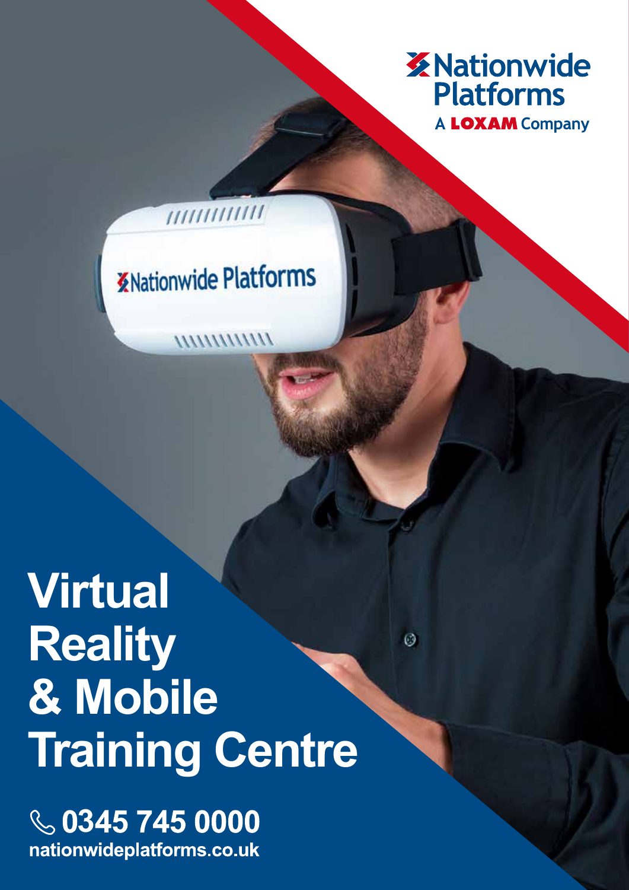Nationwide Platforms

A LOXAM Company

# Virtual Reality & Mobile Training Centre

0345 745 0000

nationwideplatforms.co.uk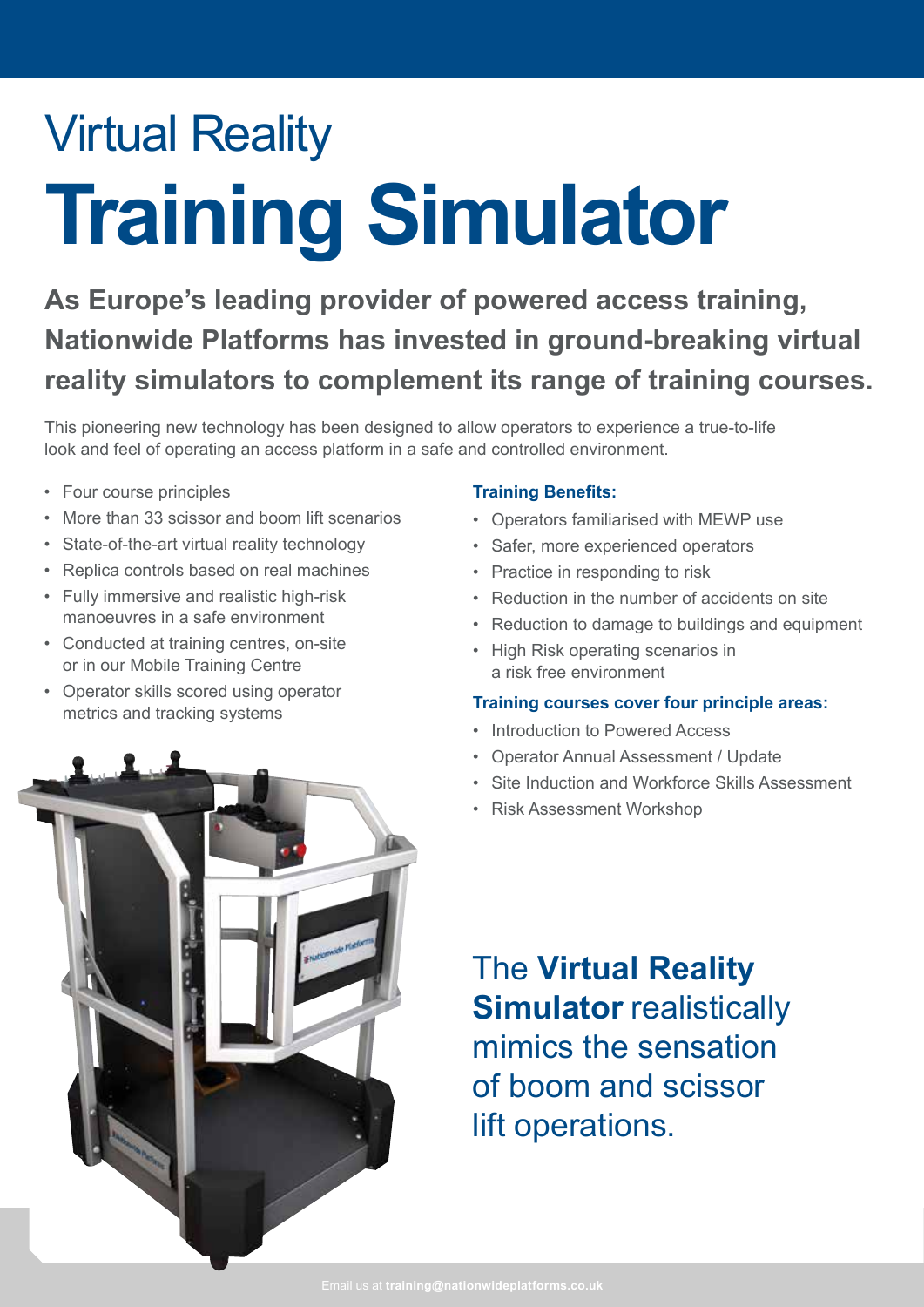# Virtual Reality

# Training Simulator

**As Europe's leading provider of powered access training, Nationwide Platforms has invested in ground-breaking virtual reality simulators to complement its range of training courses.**

This pioneering new technology has been designed to allow operators to experience a true-to-life look and feel of operating an access platform in a safe and controlled environment.

- Four course principles
- More than 33 scissor and boom lift scenarios
- State-of-the-art virtual reality technology
- Replica controls based on real machines
- Fully immersive and realistic high-risk manoeuvres in a safe environment
- Conducted at training centres, on-site or in our Mobile Training Centre
- Operator skills scored using operator metrics and tracking systems

**Training Benefits:**

- Operators familiarised with MEWP use
- Safer, more experienced operators
- Practice in responding to risk
- Reduction in the number of accidents on site
- Reduction to damage to buildings and equipment
- High Risk operating scenarios in a risk free environment

**Training courses cover four principle areas:**

- Introduction to Powered Access
- Operator Annual Assessment / Update
- Site Induction and Workforce Skills Assessment
- Risk Assessment Workshop

The **Virtual Reality Simulator** realistically mimics the sensation of boom and scissor lift operations.

Email us at **training@nationwideplatforms.co.uk**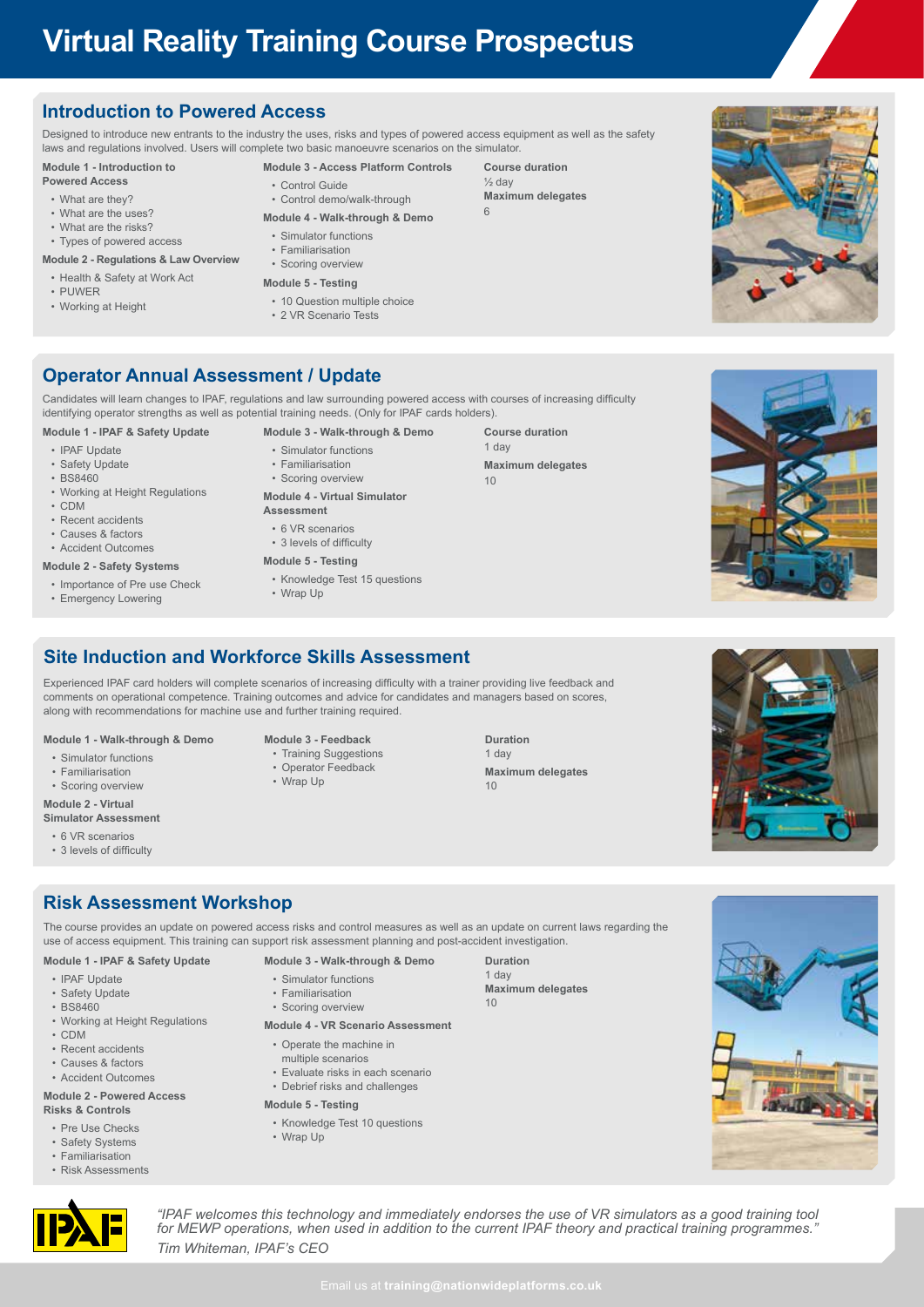# Virtual Reality Training Course Prospectus

## Introduction to Powered Access

Designed to introduce new entrants to the industry the uses, risks and types of powered access equipment as well as the safety laws and regulations involved. Users will complete two basic manoeuvre scenarios on the simulator.

**Module 1 - Introduction to Powered Access**

- What are they?
- What are the uses?
- What are the risks?
- Types of powered access

**Module 2 - Regulations & Law Overview**

- Health & Safety at Work Act
- PUWER
- Working at Height

**Module 3 - Access Platform Controls**

- Control Guide
- Control demo/walk-through

**Module 4 - Walk-through & Demo**

- Simulator functions
- Familiarisation
- Scoring overview

**Module 5 - Testing**

- 10 Question multiple choice
- 2 VR Scenario Tests

**Course duration**
½ day

**Maximum delegates**
6

## Operator Annual Assessment / Update

Candidates will learn changes to IPAF, regulations and law surrounding powered access with courses of increasing difficulty identifying operator strengths as well as potential training needs. (Only for IPAF cards holders).

**Module 1 - IPAF & Safety Update**

- IPAF Update
- Safety Update
- BS8460
- Working at Height Regulations
- CDM
- Recent accidents
- Causes & factors
- Accident Outcomes

**Module 2 - Safety Systems**

- Importance of Pre use Check
- Emergency Lowering

**Module 3 - Walk-through & Demo**

- Simulator functions
- Familiarisation
- Scoring overview

**Module 4 - Virtual Simulator Assessment**

- 6 VR scenarios
- 3 levels of difficulty

**Module 5 - Testing**

- Knowledge Test 15 questions
- Wrap Up

**Course duration**
1 day

**Maximum delegates**
10

## Site Induction and Workforce Skills Assessment

Experienced IPAF card holders will complete scenarios of increasing difficulty with a trainer providing live feedback and comments on operational competence. Training outcomes and advice for candidates and managers based on scores, along with recommendations for machine use and further training required.

**Module 1 - Walk-through & Demo**

- Simulator functions
- Familiarisation
- Scoring overview

**Module 2 - Virtual Simulator Assessment**

- 6 VR scenarios
- 3 levels of difficulty

**Module 3 - Feedback**

- Training Suggestions
- Operator Feedback
- Wrap Up

**Duration**
1 day

**Maximum delegates**
10

## Risk Assessment Workshop

The course provides an update on powered access risks and control measures as well as an update on current laws regarding the use of access equipment. This training can support risk assessment planning and post-accident investigation.

**Module 1 - IPAF & Safety Update**

- IPAF Update
- Safety Update
- BS8460
- Working at Height Regulations
- CDM
- Recent accidents
- Causes & factors
- Accident Outcomes

**Module 2 - Powered Access Risks & Controls**

- Pre Use Checks
- Safety Systems
- Familiarisation
- Risk Assessments

**Module 3 - Walk-through & Demo**

- Simulator functions
- Familiarisation
- Scoring overview

**Module 4 - VR Scenario Assessment**

- Operate the machine in multiple scenarios
- Evaluate risks in each scenario
- Debrief risks and challenges

**Module 5 - Testing**

- Knowledge Test 10 questions
- Wrap Up

**Duration**
1 day

**Maximum delegates**
10

*"IPAF welcomes this technology and immediately endorses the use of VR simulators as a good training tool for MEWP operations, when used in addition to the current IPAF theory and practical training programmes."*
*Tim Whiteman, IPAF's CEO*

Email us at **training@nationwideplatforms.co.uk**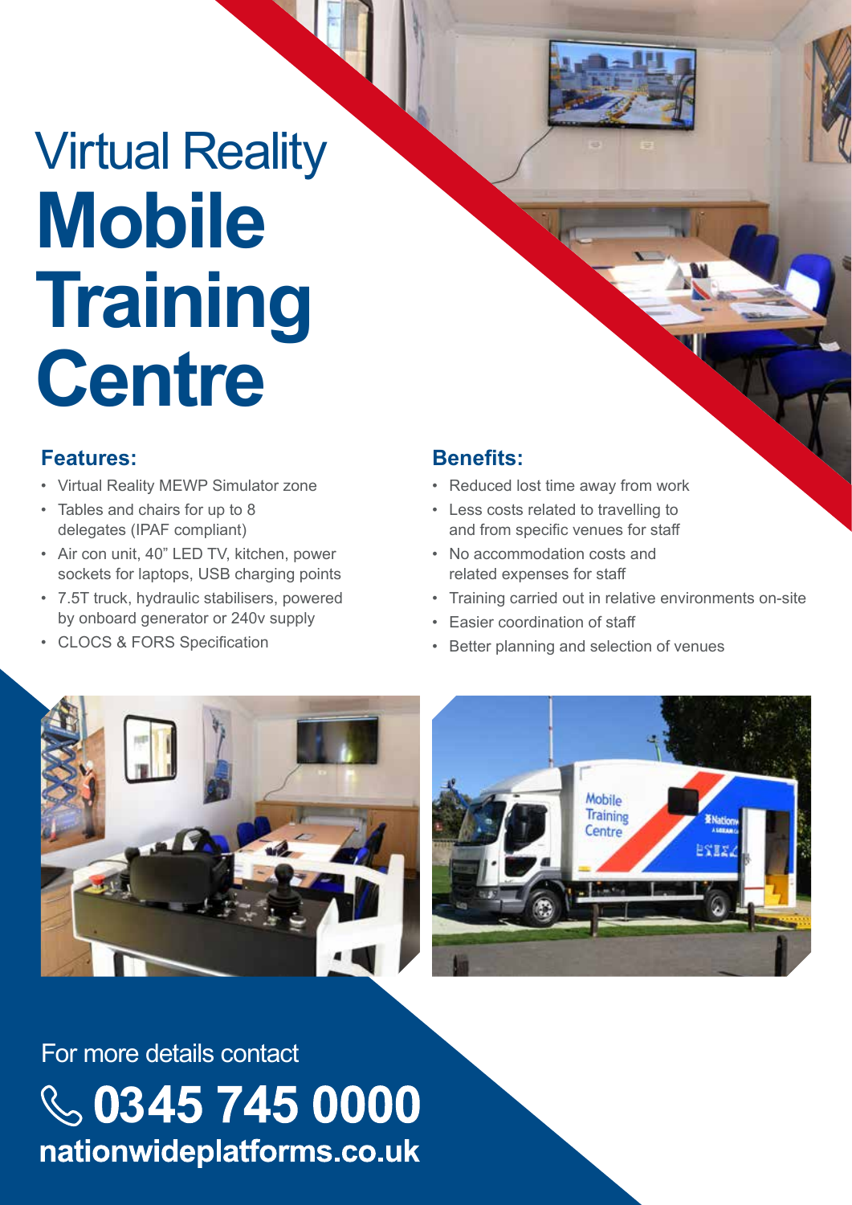# Virtual Reality **Mobile Training Centre**

## Features:

- Virtual Reality MEWP Simulator zone
- Tables and chairs for up to 8 delegates (IPAF compliant)
- Air con unit, 40" LED TV, kitchen, power sockets for laptops, USB charging points
- 7.5T truck, hydraulic stabilisers, powered by onboard generator or 240v supply
- CLOCS & FORS Specification

## Benefits:

- Reduced lost time away from work
- Less costs related to travelling to and from specific venues for staff
- No accommodation costs and related expenses for staff
- Training carried out in relative environments on-site
- Easier coordination of staff
- Better planning and selection of venues

For more details contact

**0345 745 0000**

**nationwideplatforms.co.uk**